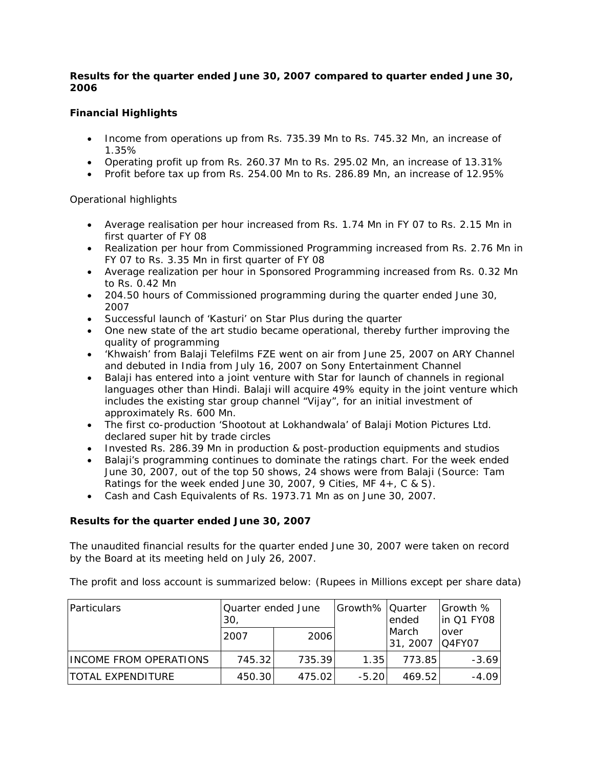**Results for the quarter ended June 30, 2007 compared to quarter ended June 30, 2006**

**Financial Highlights**

- Income from operations up from Rs. 735.39 Mn to Rs. 745.32 Mn, an increase of 1.35%
- Operating profit up from Rs. 260.37 Mn to Rs. 295.02 Mn, an increase of 13.31%
- Profit before tax up from Rs. 254.00 Mn to Rs. 286.89 Mn, an increase of 12.95%

Operational highlights

- Average realisation per hour increased from Rs. 1.74 Mn in FY 07 to Rs. 2.15 Mn in first quarter of FY 08
- Realization per hour from Commissioned Programming increased from Rs. 2.76 Mn in FY 07 to Rs. 3.35 Mn in first quarter of FY 08
- Average realization per hour in Sponsored Programming increased from Rs. 0.32 Mn to Rs. 0.42 Mn
- 204.50 hours of Commissioned programming during the quarter ended June 30, 2007
- Successful launch of 'Kasturi' on Star Plus during the quarter
- One new state of the art studio became operational, thereby further improving the quality of programming
- 'Khwaish' from Balaji Telefilms FZE went on air from June 25, 2007 on ARY Channel and debuted in India from July 16, 2007 on Sony Entertainment Channel
- Balaji has entered into a joint venture with Star for launch of channels in regional languages other than Hindi. Balaji will acquire 49% equity in the joint venture which includes the existing star group channel "Vijay", for an initial investment of approximately Rs. 600 Mn.
- The first co-production 'Shootout at Lokhandwala' of Balaji Motion Pictures Ltd. declared super hit by trade circles
- Invested Rs. 286.39 Mn in production & post-production equipments and studios
- Balaji's programming continues to dominate the ratings chart. For the week ended June 30, 2007, out of the top 50 shows, 24 shows were from Balaji (Source: Tam Ratings for the week ended June 30, 2007, 9 Cities, MF 4+, C & S).
- Cash and Cash Equivalents of Rs. 1973.71 Mn as on June 30, 2007.

**Results for the quarter ended June 30, 2007**

The unaudited financial results for the quarter ended June 30, 2007 were taken on record by the Board at its meeting held on July 26, 2007.

The profit and loss account is summarized below: (Rupees in Millions except per share data)

| Particulars | Quarter ended June 30, | | Growth% | Quarter ended March 31, 2007 | Growth % in Q1 FY08 over Q4FY07 |
|---|---|---|---|---|---|
| | 2007 | 2006 | | | |
| INCOME FROM OPERATIONS | 745.32 | 735.39 | 1.35 | 773.85 | -3.69 |
| TOTAL EXPENDITURE | 450.30 | 475.02 | -5.20 | 469.52 | -4.09 |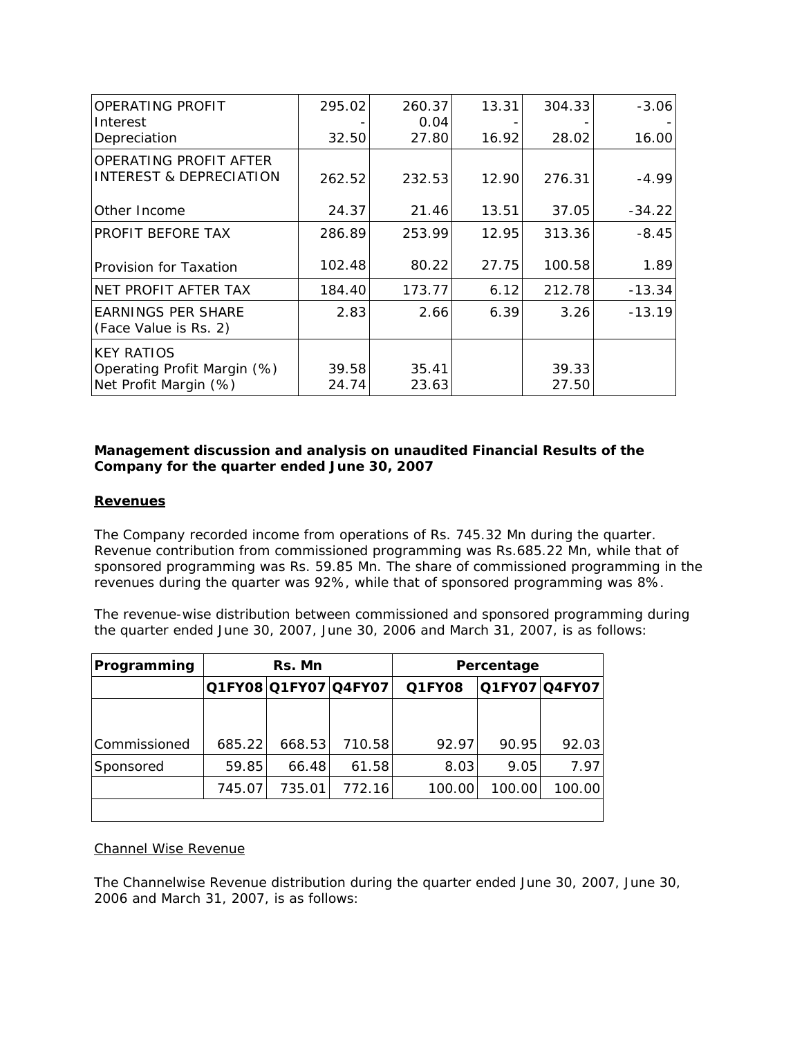| OPERATING PROFIT | 295.02 | 260.37 | 13.31 | 304.33 | -3.06 |
|---|---|---|---|---|---|
| Interest | - | 0.04 | - | - | - |
| Depreciation | 32.50 | 27.80 | 16.92 | 28.02 | 16.00 |
| OPERATING PROFIT AFTER INTEREST & DEPRECIATION | 262.52 | 232.53 | 12.90 | 276.31 | -4.99 |
| Other Income | 24.37 | 21.46 | 13.51 | 37.05 | -34.22 |
| PROFIT BEFORE TAX | 286.89 | 253.99 | 12.95 | 313.36 | -8.45 |
| Provision for Taxation | 102.48 | 80.22 | 27.75 | 100.58 | 1.89 |
| NET PROFIT AFTER TAX | 184.40 | 173.77 | 6.12 | 212.78 | -13.34 |
| EARNINGS PER SHARE (Face Value is Rs. 2) | 2.83 | 2.66 | 6.39 | 3.26 | -13.19 |
| KEY RATIOS | | | | | |
| Operating Profit Margin (%) | 39.58 | 35.41 | | 39.33 | |
| Net Profit Margin (%) | 24.74 | 23.63 | | 27.50 | |

**Management discussion and analysis on unaudited Financial Results of the Company for the quarter ended June 30, 2007**

**Revenues**

The Company recorded income from operations of Rs. 745.32 Mn during the quarter. Revenue contribution from commissioned programming was Rs.685.22 Mn, while that of sponsored programming was Rs. 59.85 Mn. The share of commissioned programming in the revenues during the quarter was 92%, while that of sponsored programming was 8%.

The revenue-wise distribution between commissioned and sponsored programming during the quarter ended June 30, 2007, June 30, 2006 and March 31, 2007, is as follows:

| Programming | Rs. Mn | | | Percentage | | |
|---|---|---|---|---|---|---|
| | Q1FY08 | Q1FY07 | Q4FY07 | Q1FY08 | Q1FY07 | Q4FY07 |
| Commissioned | 685.22 | 668.53 | 710.58 | 92.97 | 90.95 | 92.03 |
| Sponsored | 59.85 | 66.48 | 61.58 | 8.03 | 9.05 | 7.97 |
| | 745.07 | 735.01 | 772.16 | 100.00 | 100.00 | 100.00 |

Channel Wise Revenue

The Channelwise Revenue distribution during the quarter ended June 30, 2007, June 30, 2006 and March 31, 2007, is as follows: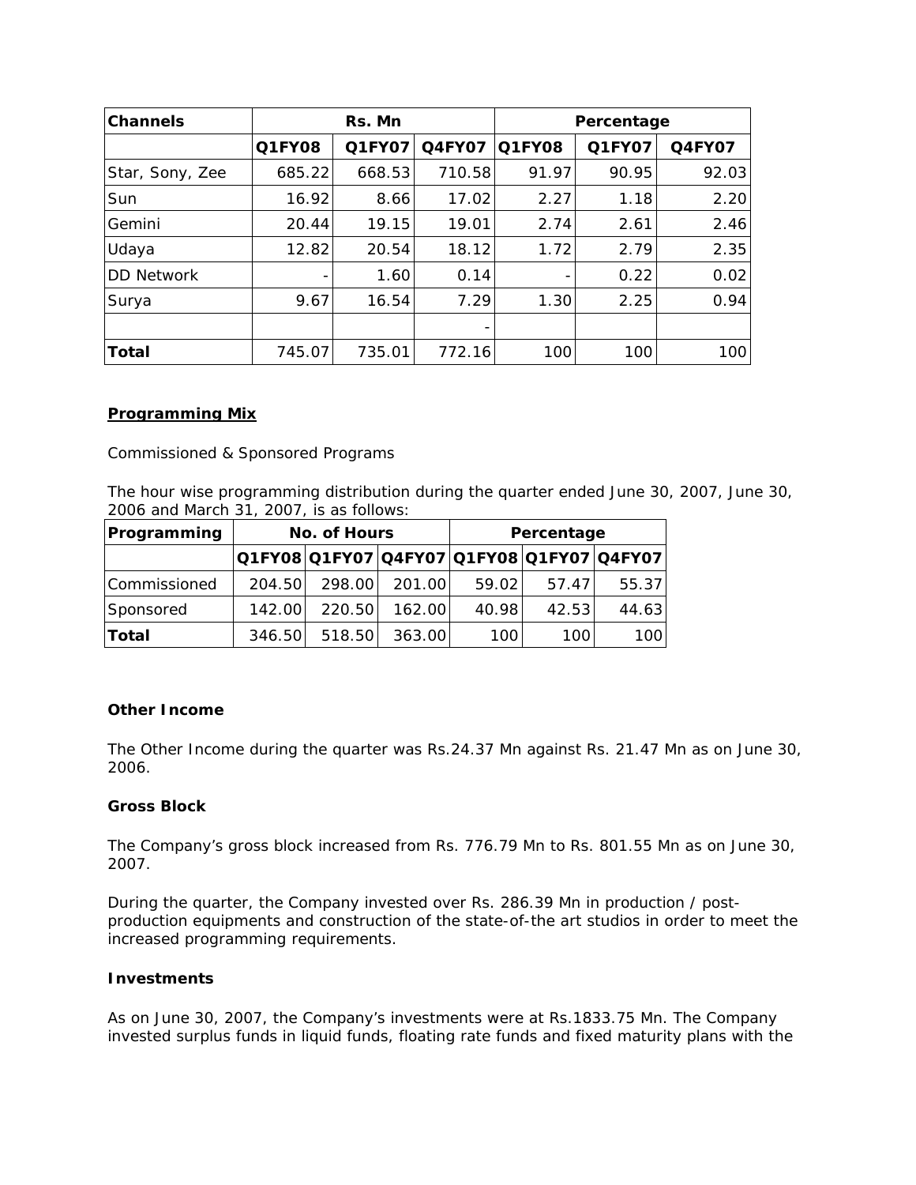| Channels | Rs. Mn | | | Percentage | | |
|---|---|---|---|---|---|---|
| | Q1FY08 | Q1FY07 | Q4FY07 | Q1FY08 | Q1FY07 | Q4FY07 |
| Star, Sony, Zee | 685.22 | 668.53 | 710.58 | 91.97 | 90.95 | 92.03 |
| Sun | 16.92 | 8.66 | 17.02 | 2.27 | 1.18 | 2.20 |
| Gemini | 20.44 | 19.15 | 19.01 | 2.74 | 2.61 | 2.46 |
| Udaya | 12.82 | 20.54 | 18.12 | 1.72 | 2.79 | 2.35 |
| DD Network | - | 1.60 | 0.14 | - | 0.22 | 0.02 |
| Surya | 9.67 | 16.54 | 7.29 | 1.30 | 2.25 | 0.94 |
| | | | - | | | |
| **Total** | 745.07 | 735.01 | 772.16 | 100 | 100 | 100 |

**Programming Mix**

Commissioned & Sponsored Programs

The hour wise programming distribution during the quarter ended June 30, 2007, June 30, 2006 and March 31, 2007, is as follows:

| Programming | No. of Hours | | | Percentage | | |
|---|---|---|---|---|---|---|
| | Q1FY08 | Q1FY07 | Q4FY07 | Q1FY08 | Q1FY07 | Q4FY07 |
| Commissioned | 204.50 | 298.00 | 201.00 | 59.02 | 57.47 | 55.37 |
| Sponsored | 142.00 | 220.50 | 162.00 | 40.98 | 42.53 | 44.63 |
| **Total** | 346.50 | 518.50 | 363.00 | 100 | 100 | 100 |

**Other Income**

The Other Income during the quarter was Rs.24.37 Mn against Rs. 21.47 Mn as on June 30, 2006.

**Gross Block**

The Company's gross block increased from Rs. 776.79 Mn to Rs. 801.55 Mn as on June 30, 2007.

During the quarter, the Company invested over Rs. 286.39 Mn in production / post-production equipments and construction of the state-of-the art studios in order to meet the increased programming requirements.

**Investments**

As on June 30, 2007, the Company's investments were at Rs.1833.75 Mn. The Company invested surplus funds in liquid funds, floating rate funds and fixed maturity plans with the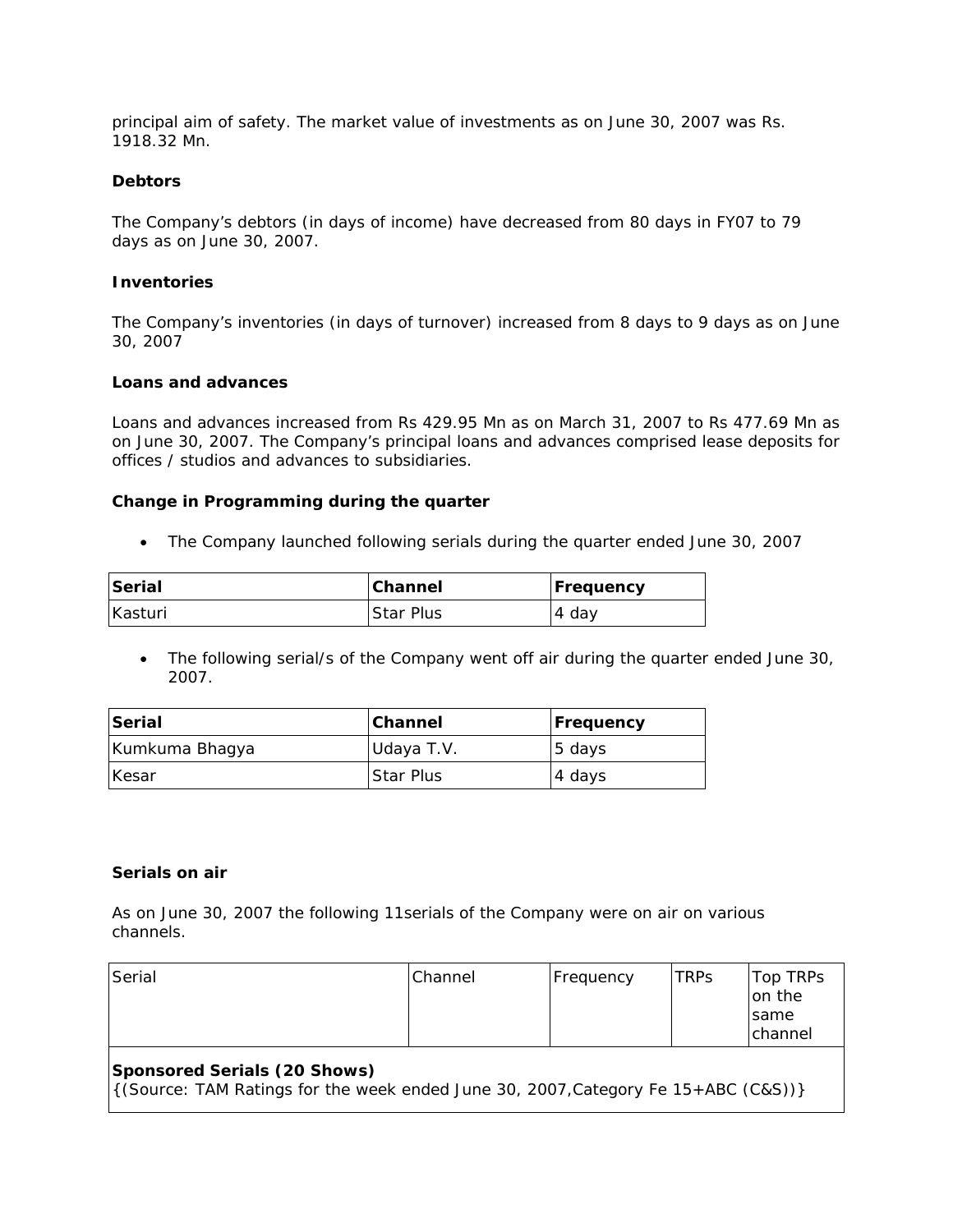principal aim of safety. The market value of investments as on June 30, 2007 was Rs. 1918.32 Mn.

**Debtors**

The Company's debtors (in days of income) have decreased from 80 days in FY07 to 79 days as on June 30, 2007.

**Inventories**

The Company's inventories (in days of turnover) increased from 8 days to 9 days as on June 30, 2007

**Loans and advances**

Loans and advances increased from Rs 429.95 Mn as on March 31, 2007 to Rs 477.69 Mn as on June 30, 2007. The Company's principal loans and advances comprised lease deposits for offices / studios and advances to subsidiaries.

**Change in Programming during the quarter**

- The Company launched following serials during the quarter ended June 30, 2007

| Serial | Channel | Frequency |
|---|---|---|
| Kasturi | Star Plus | 4 day |

- The following serial/s of the Company went off air during the quarter ended June 30, 2007.

| Serial | Channel | Frequency |
|---|---|---|
| Kumkuma Bhagya | Udaya T.V. | 5 days |
| Kesar | Star Plus | 4 days |

**Serials on air**

As on June 30, 2007 the following 11serials of the Company were on air on various channels.

| Serial | Channel | Frequency | TRPs | Top TRPs on the same channel |
|---|---|---|---|---|
| **Sponsored Serials (20 Shows)** {(Source: TAM Ratings for the week ended June 30, 2007,Category Fe 15+ABC (C&S))} | | | | |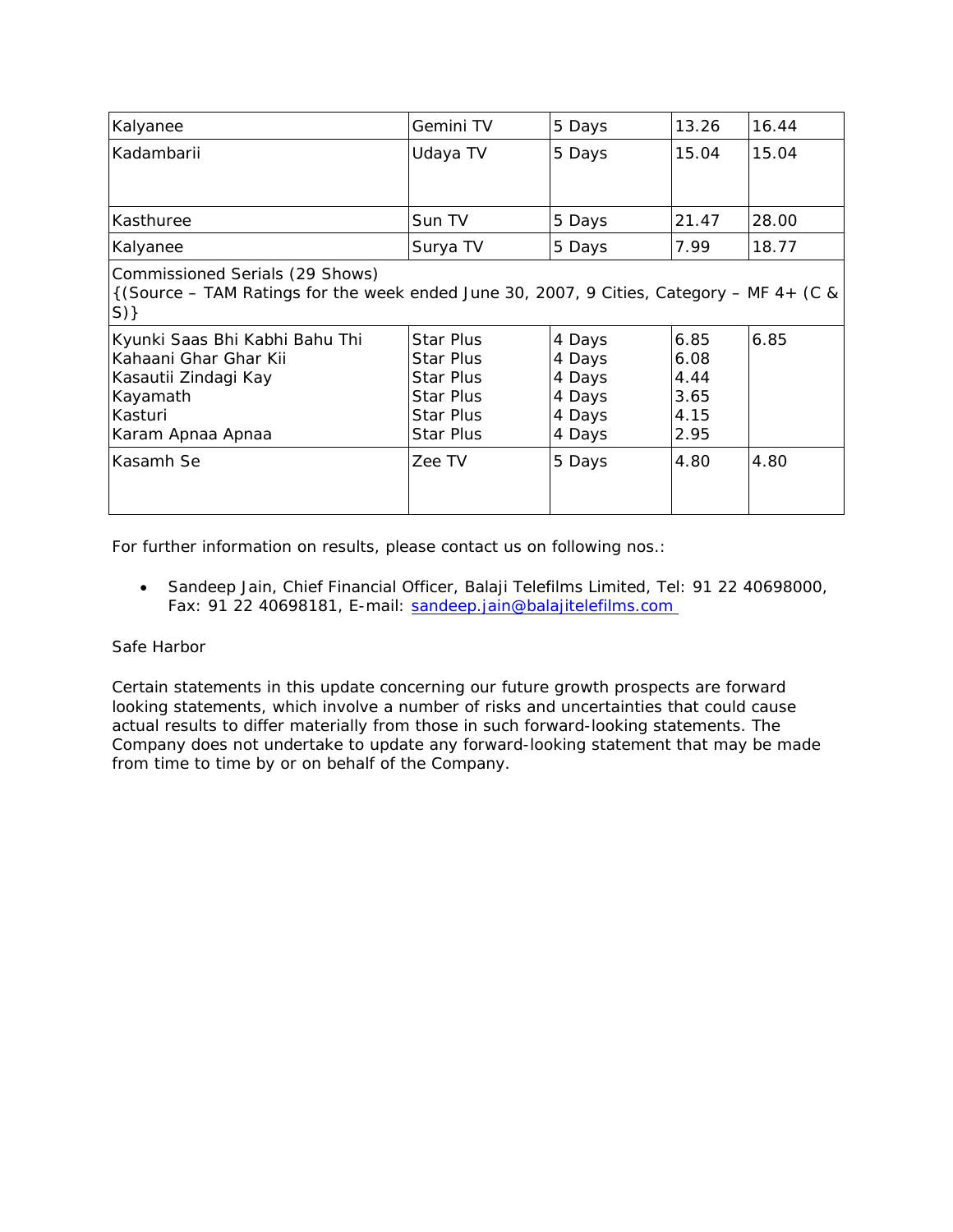| | | | | |
|---|---|---|---|---|
| Kalyanee | Gemini TV | 5 Days | 13.26 | 16.44 |
| Kadambarii | Udaya TV | 5 Days | 15.04 | 15.04 |
| Kasthuree | Sun TV | 5 Days | 21.47 | 28.00 |
| Kalyanee | Surya TV | 5 Days | 7.99 | 18.77 |
| Commissioned Serials (29 Shows) {(Source – TAM Ratings for the week ended June 30, 2007, 9 Cities, Category – MF 4+ (C & S)} | | | | |
| Kyunki Saas Bhi Kabhi Bahu Thi<br>Kahaani Ghar Ghar Kii<br>Kasautii Zindagi Kay<br>Kayamath<br>Kasturi<br>Karam Apnaa Apnaa | Star Plus<br>Star Plus<br>Star Plus<br>Star Plus<br>Star Plus<br>Star Plus | 4 Days<br>4 Days<br>4 Days<br>4 Days<br>4 Days<br>4 Days | 6.85<br>6.08<br>4.44<br>3.65<br>4.15<br>2.95 | 6.85 |
| Kasamh Se | Zee TV | 5 Days | 4.80 | 4.80 |

For further information on results, please contact us on following nos.:

- Sandeep Jain, Chief Financial Officer, Balaji Telefilms Limited, Tel: 91 22 40698000, Fax: 91 22 40698181, E-mail: sandeep.jain@balajitelefilms.com

Safe Harbor

Certain statements in this update concerning our future growth prospects are forward looking statements, which involve a number of risks and uncertainties that could cause actual results to differ materially from those in such forward-looking statements. The Company does not undertake to update any forward-looking statement that may be made from time to time by or on behalf of the Company.